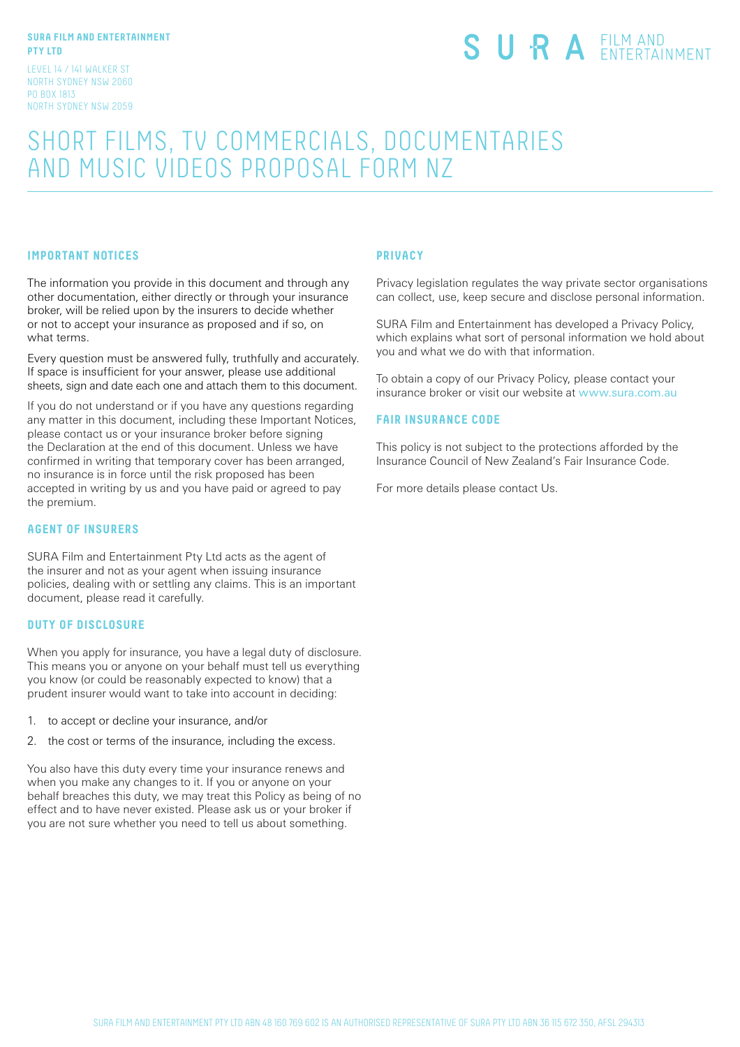**SURA FILM AND ENTERTAINMENT PTY LTD**

LEVEL 14 / 141 WALKER ST
NORTH SYDNEY NSW 2060
PO BOX 1813
NORTH SYDNEY NSW 2059

SURA FILM AND ENTERTAINMENT

# SHORT FILMS, TV COMMERCIALS, DOCUMENTARIES AND MUSIC VIDEOS PROPOSAL FORM NZ

## IMPORTANT NOTICES

The information you provide in this document and through any other documentation, either directly or through your insurance broker, will be relied upon by the insurers to decide whether or not to accept your insurance as proposed and if so, on what terms.

Every question must be answered fully, truthfully and accurately. If space is insufficient for your answer, please use additional sheets, sign and date each one and attach them to this document.

If you do not understand or if you have any questions regarding any matter in this document, including these Important Notices, please contact us or your insurance broker before signing the Declaration at the end of this document. Unless we have confirmed in writing that temporary cover has been arranged, no insurance is in force until the risk proposed has been accepted in writing by us and you have paid or agreed to pay the premium.

## AGENT OF INSURERS

SURA Film and Entertainment Pty Ltd acts as the agent of the insurer and not as your agent when issuing insurance policies, dealing with or settling any claims. This is an important document, please read it carefully.

## DUTY OF DISCLOSURE

When you apply for insurance, you have a legal duty of disclosure. This means you or anyone on your behalf must tell us everything you know (or could be reasonably expected to know) that a prudent insurer would want to take into account in deciding:

1. to accept or decline your insurance, and/or
2. the cost or terms of the insurance, including the excess.

You also have this duty every time your insurance renews and when you make any changes to it. If you or anyone on your behalf breaches this duty, we may treat this Policy as being of no effect and to have never existed. Please ask us or your broker if you are not sure whether you need to tell us about something.

## PRIVACY

Privacy legislation regulates the way private sector organisations can collect, use, keep secure and disclose personal information.

SURA Film and Entertainment has developed a Privacy Policy, which explains what sort of personal information we hold about you and what we do with that information.

To obtain a copy of our Privacy Policy, please contact your insurance broker or visit our website at www.sura.com.au

## FAIR INSURANCE CODE

This policy is not subject to the protections afforded by the Insurance Council of New Zealand's Fair Insurance Code.

For more details please contact Us.

SURA FILM AND ENTERTAINMENT PTY LTD ABN 48 160 769 602 IS AN AUTHORISED REPRESENTATIVE OF SURA PTY LTD ABN 36 115 672 350, AFSL 294313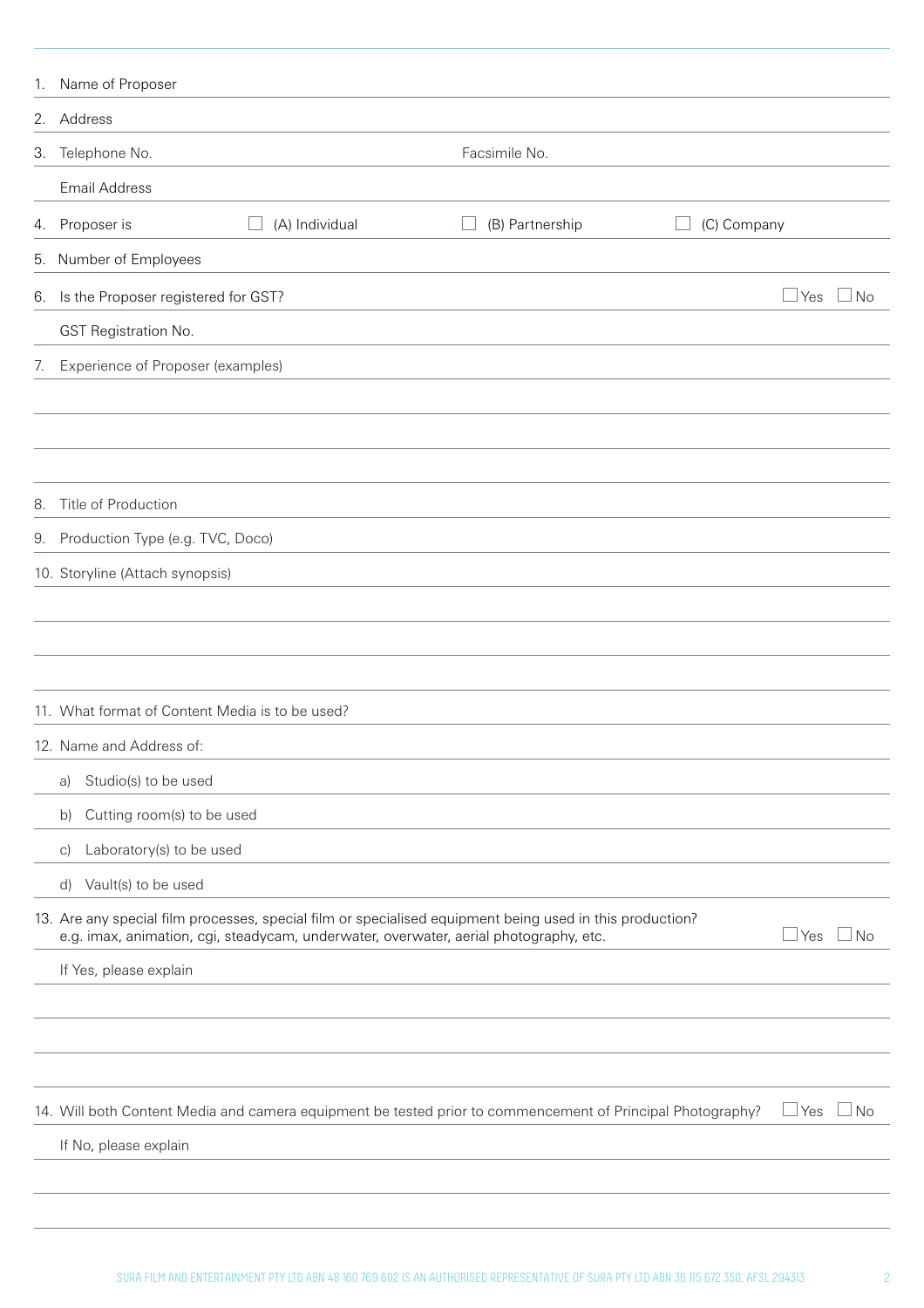1. Name of Proposer

2. Address

3. Telephone No. Facsimile No.

   Email Address

4. Proposer is ☐ (A) Individual ☐ (B) Partnership ☐ (C) Company

5. Number of Employees

6. Is the Proposer registered for GST? ☐ Yes ☐ No

   GST Registration No.

7. Experience of Proposer (examples)

8. Title of Production

9. Production Type (e.g. TVC, Doco)

10. Storyline (Attach synopsis)

11. What format of Content Media is to be used?

12. Name and Address of:

    a) Studio(s) to be used

    b) Cutting room(s) to be used

    c) Laboratory(s) to be used

    d) Vault(s) to be used

13. Are any special film processes, special film or specialised equipment being used in this production? e.g. imax, animation, cgi, steadycam, underwater, overwater, aerial photography, etc. ☐ Yes ☐ No

    If Yes, please explain

14. Will both Content Media and camera equipment be tested prior to commencement of Principal Photography? ☐ Yes ☐ No

    If No, please explain

SURA FILM AND ENTERTAINMENT PTY LTD ABN 48 160 769 602 IS AN AUTHORISED REPRESENTATIVE OF SURA PTY LTD ABN 36 115 672 350, AFSL 294313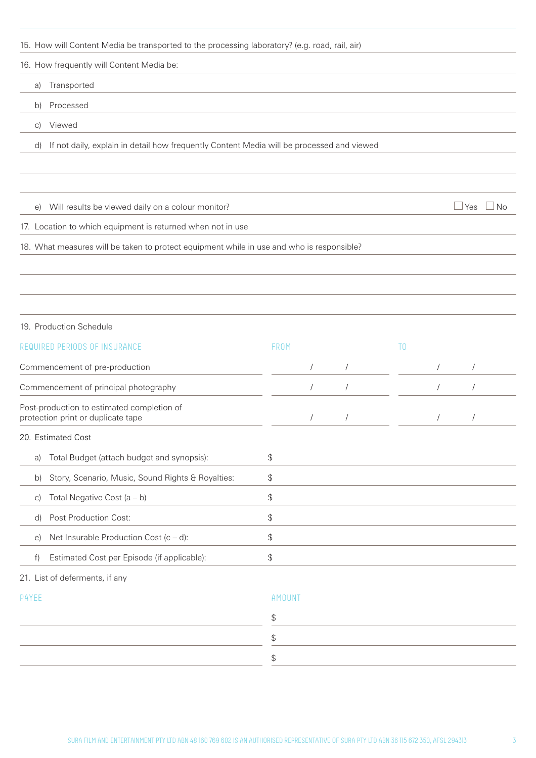15. How will Content Media be transported to the processing laboratory? (e.g. road, rail, air)

16. How frequently will Content Media be:

   a) Transported

   b) Processed

   c) Viewed

   d) If not daily, explain in detail how frequently Content Media will be processed and viewed

   e) Will results be viewed daily on a colour monitor? ☐ Yes ☐ No

17. Location to which equipment is returned when not in use

18. What measures will be taken to protect equipment while in use and who is responsible?

19. Production Schedule

| REQUIRED PERIODS OF INSURANCE | FROM | TO |
|---|---|---|
| Commencement of pre-production | / / | / / |
| Commencement of principal photography | / / | / / |
| Post-production to estimated completion of protection print or duplicate tape | / / | / / |

20. Estimated Cost

| | |
|---|---|
| a) Total Budget (attach budget and synopsis): | $ |
| b) Story, Scenario, Music, Sound Rights & Royalties: | $ |
| c) Total Negative Cost (a – b) | $ |
| d) Post Production Cost: | $ |
| e) Net Insurable Production Cost (c – d): | $ |
| f) Estimated Cost per Episode (if applicable): | $ |

21. List of deferments, if any

| PAYEE | AMOUNT |
|---|---|
| | $ |
| | $ |
| | $ |

SURA FILM AND ENTERTAINMENT PTY LTD ABN 48 160 769 602 IS AN AUTHORISED REPRESENTATIVE OF SURA PTY LTD ABN 36 115 672 350, AFSL 294313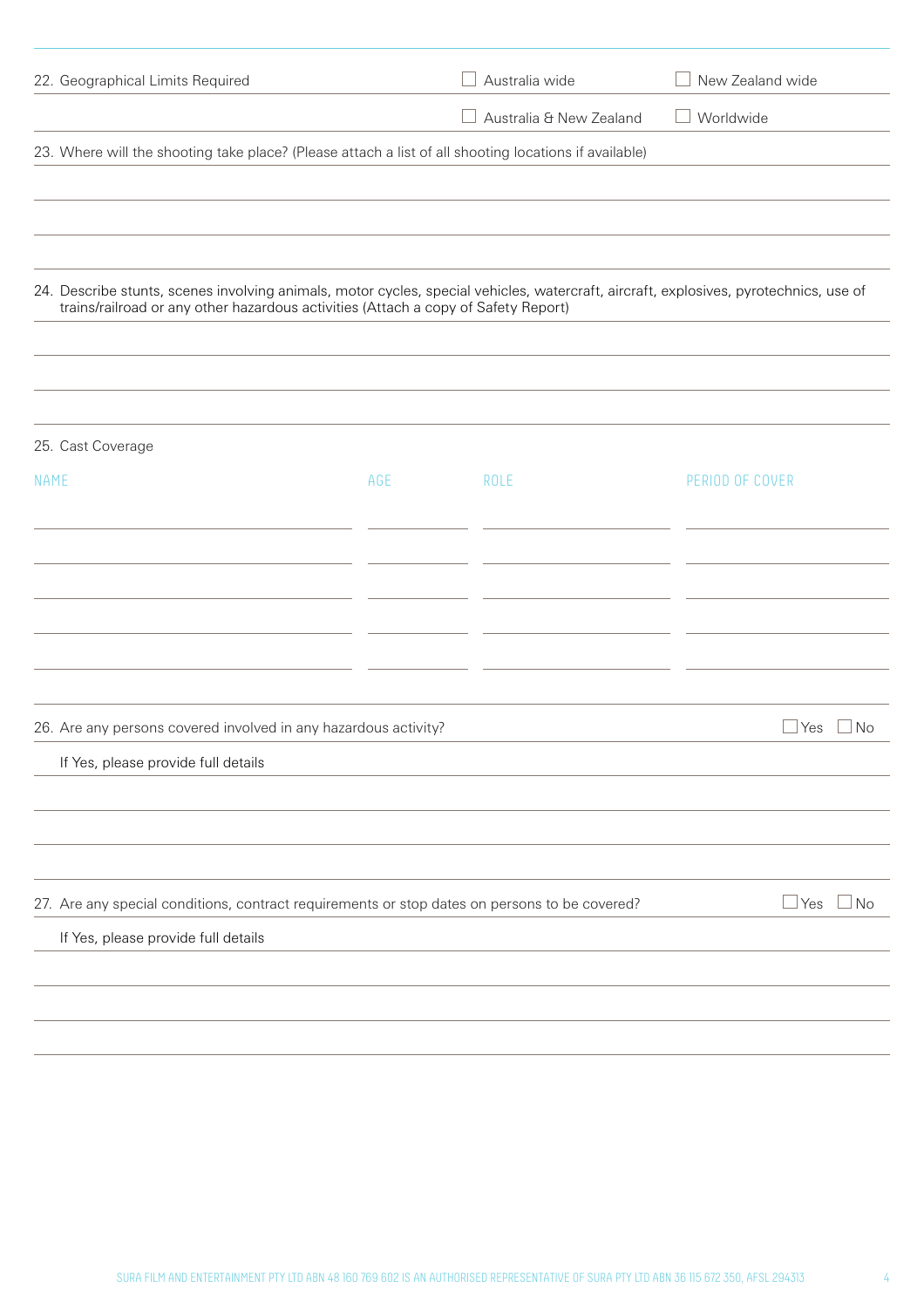22. Geographical Limits Required

- ☐ Australia wide
- ☐ New Zealand wide
- ☐ Australia & New Zealand
- ☐ Worldwide

23. Where will the shooting take place? (Please attach a list of all shooting locations if available)

24. Describe stunts, scenes involving animals, motor cycles, special vehicles, watercraft, aircraft, explosives, pyrotechnics, use of trains/railroad or any other hazardous activities (Attach a copy of Safety Report)

25. Cast Coverage

| NAME | AGE | ROLE | PERIOD OF COVER |
|---|---|---|---|
| | | | |
| | | | |
| | | | |
| | | | |
| | | | |

26. Are any persons covered involved in any hazardous activity? ☐ Yes ☐ No

If Yes, please provide full details

27. Are any special conditions, contract requirements or stop dates on persons to be covered? ☐ Yes ☐ No

If Yes, please provide full details

SURA FILM AND ENTERTAINMENT PTY LTD ABN 48 160 769 602 IS AN AUTHORISED REPRESENTATIVE OF SURA PTY LTD ABN 36 115 672 350, AFSL 294313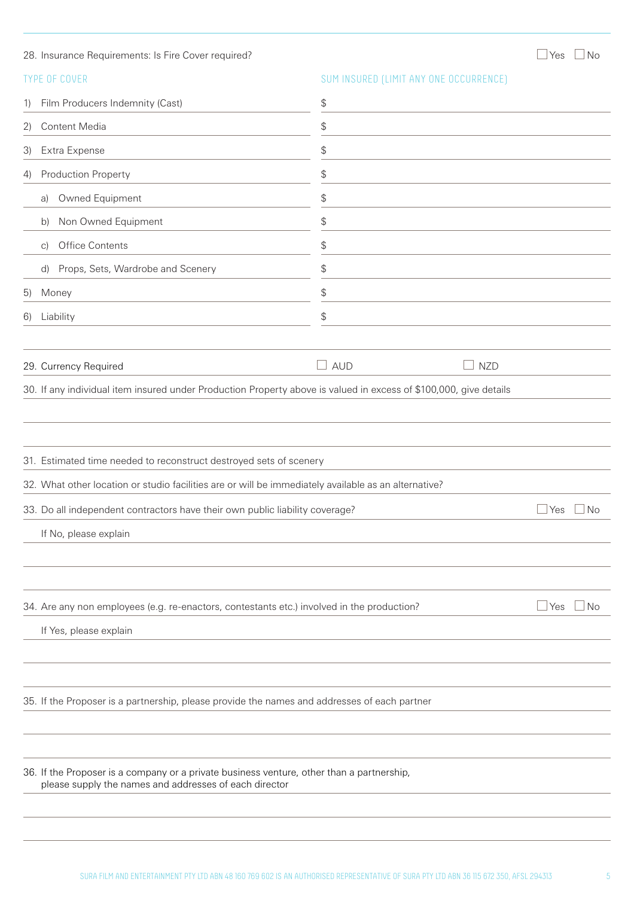28. Insurance Requirements: Is Fire Cover required? ☐ Yes ☐ No

| TYPE OF COVER | SUM INSURED (LIMIT ANY ONE OCCURRENCE) |
|---|---|
| 1) Film Producers Indemnity (Cast) | $ |
| 2) Content Media | $ |
| 3) Extra Expense | $ |
| 4) Production Property | $ |
| a) Owned Equipment | $ |
| b) Non Owned Equipment | $ |
| c) Office Contents | $ |
| d) Props, Sets, Wardrobe and Scenery | $ |
| 5) Money | $ |
| 6) Liability | $ |

29. Currency Required ☐ AUD ☐ NZD

30. If any individual item insured under Production Property above is valued in excess of $100,000, give details

31. Estimated time needed to reconstruct destroyed sets of scenery

32. What other location or studio facilities are or will be immediately available as an alternative?

33. Do all independent contractors have their own public liability coverage? ☐ Yes ☐ No

If No, please explain

34. Are any non employees (e.g. re-enactors, contestants etc.) involved in the production? ☐ Yes ☐ No

If Yes, please explain

35. If the Proposer is a partnership, please provide the names and addresses of each partner

36. If the Proposer is a company or a private business venture, other than a partnership, please supply the names and addresses of each director

SURA FILM AND ENTERTAINMENT PTY LTD ABN 48 160 769 602 IS AN AUTHORISED REPRESENTATIVE OF SURA PTY LTD ABN 36 115 672 350, AFSL 294313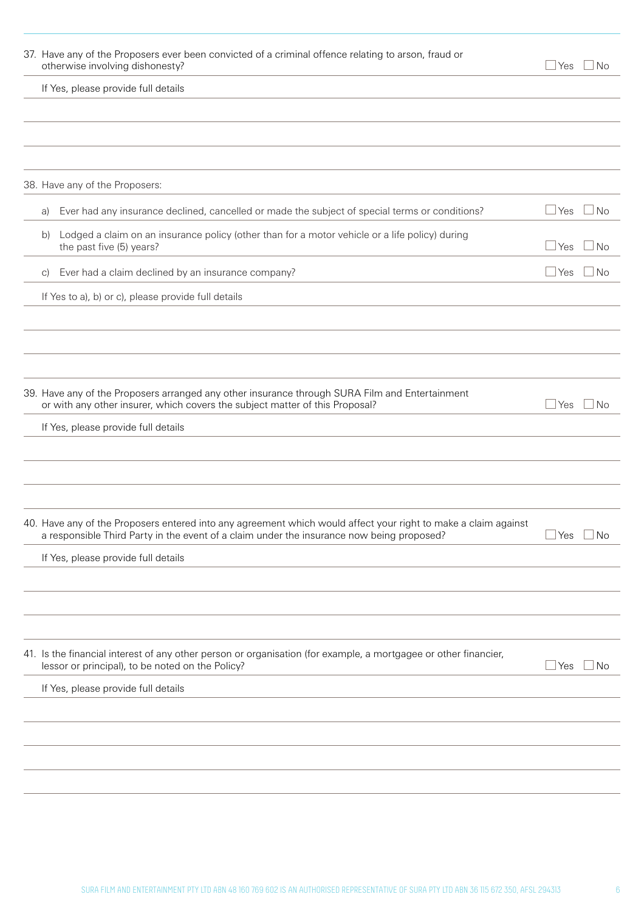37. Have any of the Proposers ever been convicted of a criminal offence relating to arson, fraud or otherwise involving dishonesty? ☐ Yes ☐ No

If Yes, please provide full details

38. Have any of the Proposers:

a) Ever had any insurance declined, cancelled or made the subject of special terms or conditions? ☐ Yes ☐ No

b) Lodged a claim on an insurance policy (other than for a motor vehicle or a life policy) during the past five (5) years? ☐ Yes ☐ No

c) Ever had a claim declined by an insurance company? ☐ Yes ☐ No

If Yes to a), b) or c), please provide full details

39. Have any of the Proposers arranged any other insurance through SURA Film and Entertainment or with any other insurer, which covers the subject matter of this Proposal? ☐ Yes ☐ No

If Yes, please provide full details

40. Have any of the Proposers entered into any agreement which would affect your right to make a claim against a responsible Third Party in the event of a claim under the insurance now being proposed? ☐ Yes ☐ No

If Yes, please provide full details

41. Is the financial interest of any other person or organisation (for example, a mortgagee or other financier, lessor or principal), to be noted on the Policy? ☐ Yes ☐ No

If Yes, please provide full details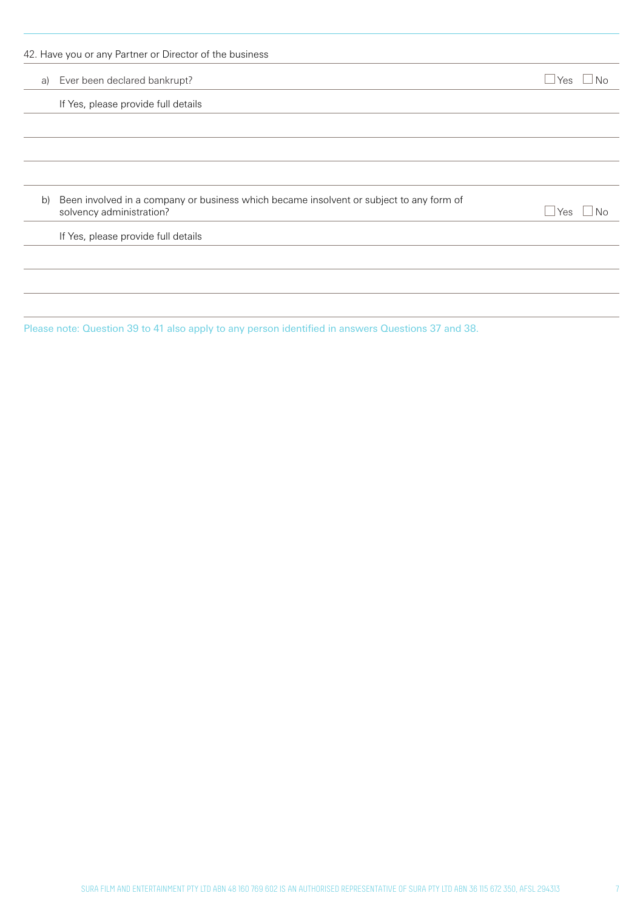42. Have you or any Partner or Director of the business

a) Ever been declared bankrupt? ☐ Yes ☐ No

If Yes, please provide full details

b) Been involved in a company or business which became insolvent or subject to any form of solvency administration? ☐ Yes ☐ No

If Yes, please provide full details

Please note: Question 39 to 41 also apply to any person identified in answers Questions 37 and 38.

SURA FILM AND ENTERTAINMENT PTY LTD ABN 48 160 769 602 IS AN AUTHORISED REPRESENTATIVE OF SURA PTY LTD ABN 36 115 672 350, AFSL 294313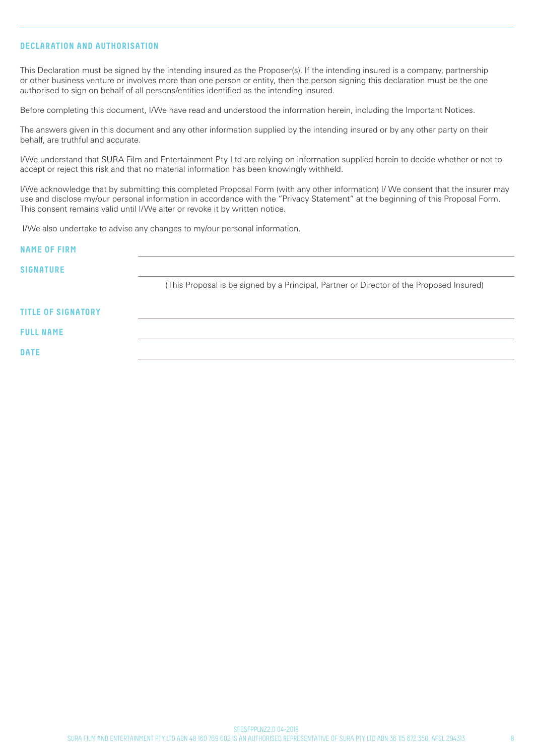## DECLARATION AND AUTHORISATION

This Declaration must be signed by the intending insured as the Proposer(s). If the intending insured is a company, partnership or other business venture or involves more than one person or entity, then the person signing this declaration must be the one authorised to sign on behalf of all persons/entities identified as the intending insured.

Before completing this document, I/We have read and understood the information herein, including the Important Notices.

The answers given in this document and any other information supplied by the intending insured or by any other party on their behalf, are truthful and accurate.

I/We understand that SURA Film and Entertainment Pty Ltd are relying on information supplied herein to decide whether or not to accept or reject this risk and that no material information has been knowingly withheld.

I/We acknowledge that by submitting this completed Proposal Form (with any other information) I/ We consent that the insurer may use and disclose my/our personal information in accordance with the "Privacy Statement" at the beginning of this Proposal Form. This consent remains valid until I/We alter or revoke it by written notice.

I/We also undertake to advise any changes to my/our personal information.

**NAME OF FIRM** ______________________________

**SIGNATURE** ______________________________

(This Proposal is be signed by a Principal, Partner or Director of the Proposed Insured)

**TITLE OF SIGNATORY** ______________________________

**FULL NAME** ______________________________

**DATE** ______________________________

SFESFPPLNZ2.0 04-2018

SURA FILM AND ENTERTAINMENT PTY LTD ABN 48 160 769 602 IS AN AUTHORISED REPRESENTATIVE OF SURA PTY LTD ABN 36 115 672 350, AFSL 294313